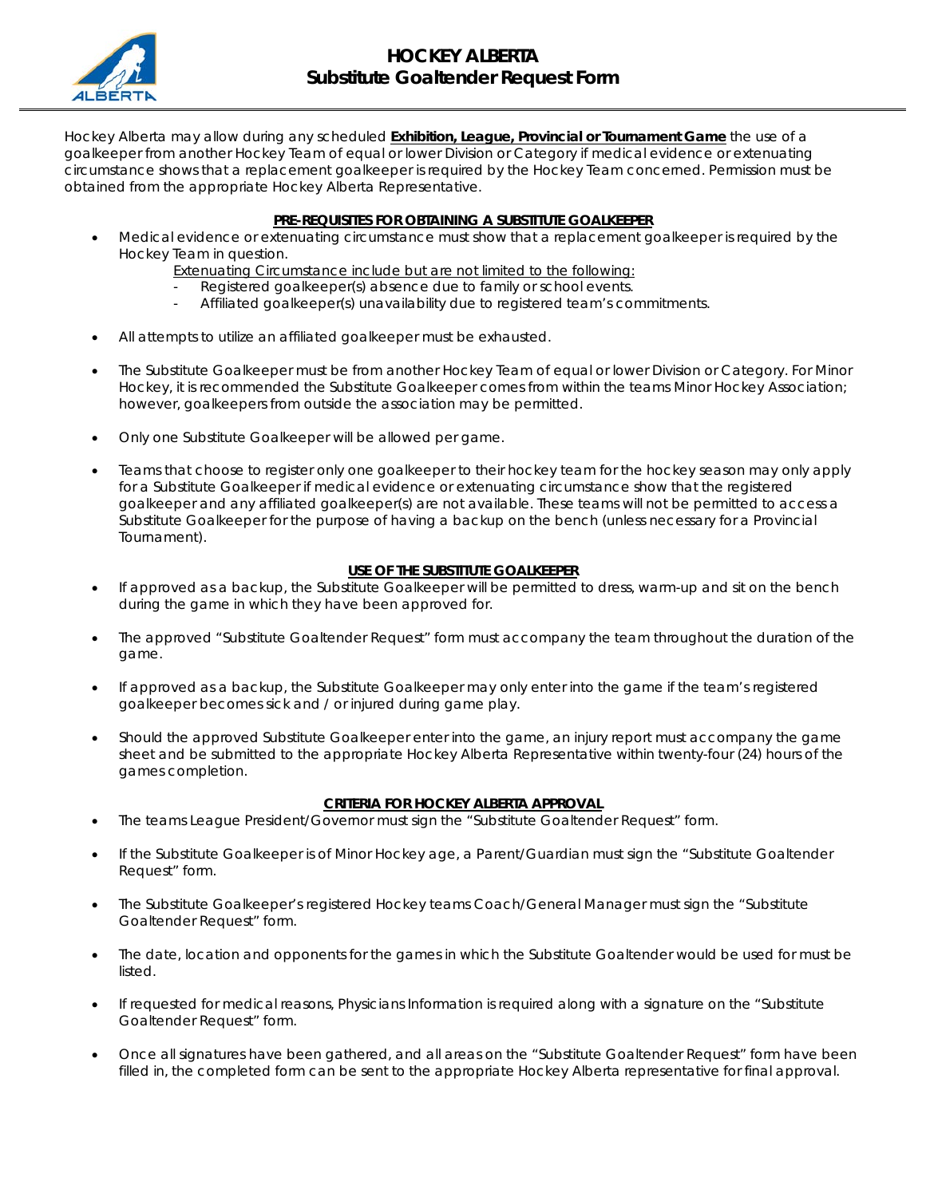# HOCKEY ALBERTA
## Substitute Goaltender Request Form

Hockey Alberta may allow during any scheduled **Exhibition, League, Provincial or Tournament Game** the use of a goalkeeper from another Hockey Team of equal or lower Division or Category if medical evidence or extenuating circumstance shows that a replacement goalkeeper is required by the Hockey Team concerned. Permission must be obtained from the appropriate Hockey Alberta Representative.

### PRE-REQUISITES FOR OBTAINING A SUBSTITUTE GOALKEEPER

- Medical evidence or extenuating circumstance must show that a replacement goalkeeper is required by the Hockey Team in question.

  Extenuating Circumstance include but are not limited to the following:
  - Registered goalkeeper(s) absence due to family or school events.
  - Affiliated goalkeeper(s) unavailability due to registered team's commitments.

- All attempts to utilize an affiliated goalkeeper must be exhausted.

- The Substitute Goalkeeper must be from another Hockey Team of equal or lower Division or Category. For Minor Hockey, it is recommended the Substitute Goalkeeper comes from within the teams Minor Hockey Association; however, goalkeepers from outside the association may be permitted.

- Only one Substitute Goalkeeper will be allowed per game.

- Teams that choose to register only one goalkeeper to their hockey team for the hockey season may only apply for a Substitute Goalkeeper if medical evidence or extenuating circumstance show that the registered goalkeeper and any affiliated goalkeeper(s) are not available. These teams will not be permitted to access a Substitute Goalkeeper for the purpose of having a backup on the bench (unless necessary for a Provincial Tournament).

### USE OF THE SUBSTITUTE GOALKEEPER

- If approved as a backup, the Substitute Goalkeeper will be permitted to dress, warm-up and sit on the bench during the game in which they have been approved for.

- The approved "Substitute Goaltender Request" form must accompany the team throughout the duration of the game.

- If approved as a backup, the Substitute Goalkeeper may only enter into the game if the team's registered goalkeeper becomes sick and / or injured during game play.

- Should the approved Substitute Goalkeeper enter into the game, an injury report must accompany the game sheet and be submitted to the appropriate Hockey Alberta Representative within twenty-four (24) hours of the games completion.

### CRITERIA FOR HOCKEY ALBERTA APPROVAL

- The teams League President/Governor must sign the "Substitute Goaltender Request" form.

- If the Substitute Goalkeeper is of Minor Hockey age, a Parent/Guardian must sign the "Substitute Goaltender Request" form.

- The Substitute Goalkeeper's registered Hockey teams Coach/General Manager must sign the "Substitute Goaltender Request" form.

- The date, location and opponents for the games in which the Substitute Goaltender would be used for must be listed.

- If requested for medical reasons, Physicians Information is required along with a signature on the "Substitute Goaltender Request" form.

- Once all signatures have been gathered, and all areas on the "Substitute Goaltender Request" form have been filled in, the completed form can be sent to the appropriate Hockey Alberta representative for final approval.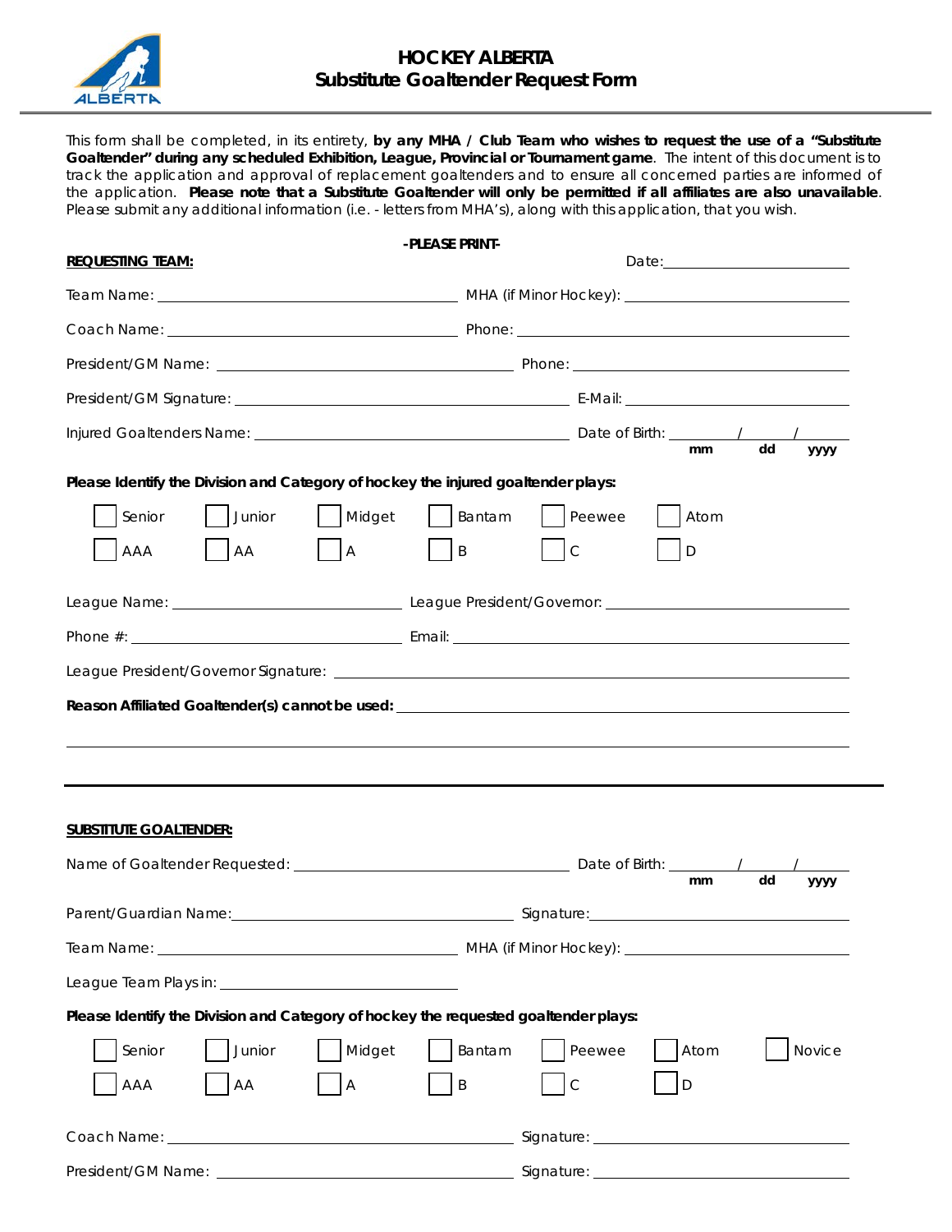# HOCKEY ALBERTA
## Substitute Goaltender Request Form

This form shall be completed, in its entirety, **by any MHA / Club Team who wishes to request the use of a "Substitute Goaltender" during any scheduled Exhibition, League, Provincial or Tournament game**. The intent of this document is to track the application and approval of replacement goaltenders and to ensure all concerned parties are informed of the application. **Please note that a Substitute Goaltender will only be permitted if all affiliates are also unavailable**. Please submit any additional information (i.e. - letters from MHA's), along with this application, that you wish.

**-PLEASE PRINT-**

**REQUESTING TEAM:** Date: ____________________

Team Name: ______________________________ MHA (if Minor Hockey): ______________________________

Coach Name: ______________________________ Phone: ______________________________

President/GM Name: ______________________________ Phone: ______________________________

President/GM Signature: ______________________________ E-Mail: ______________________________

Injured Goaltenders Name: ______________________________ Date of Birth: ____/____/____ (mm dd yyyy)

**Please Identify the Division and Category of hockey the injured goaltender plays:**

☐ Senior ☐ Junior ☐ Midget ☐ Bantam ☐ Peewee ☐ Atom

☐ AAA ☐ AA ☐ A ☐ B ☐ C ☐ D

League Name: ______________________________ League President/Governor: ______________________________

Phone #: ______________________________ Email: ______________________________

League President/Governor Signature: ______________________________

**Reason Affiliated Goaltender(s) cannot be used:** ______________________________

______________________________

**SUBSTITUTE GOALTENDER:**

Name of Goaltender Requested: ______________________________ Date of Birth: ____/____/____ (mm dd yyyy)

Parent/Guardian Name: ______________________________ Signature: ______________________________

Team Name: ______________________________ MHA (if Minor Hockey): ______________________________

League Team Plays in: ______________________________

**Please Identify the Division and Category of hockey the requested goaltender plays:**

☐ Senior ☐ Junior ☐ Midget ☐ Bantam ☐ Peewee ☐ Atom ☐ Novice

☐ AAA ☐ AA ☐ A ☐ B ☐ C ☐ D

Coach Name: ______________________________ Signature: ______________________________

President/GM Name: ______________________________ Signature: ______________________________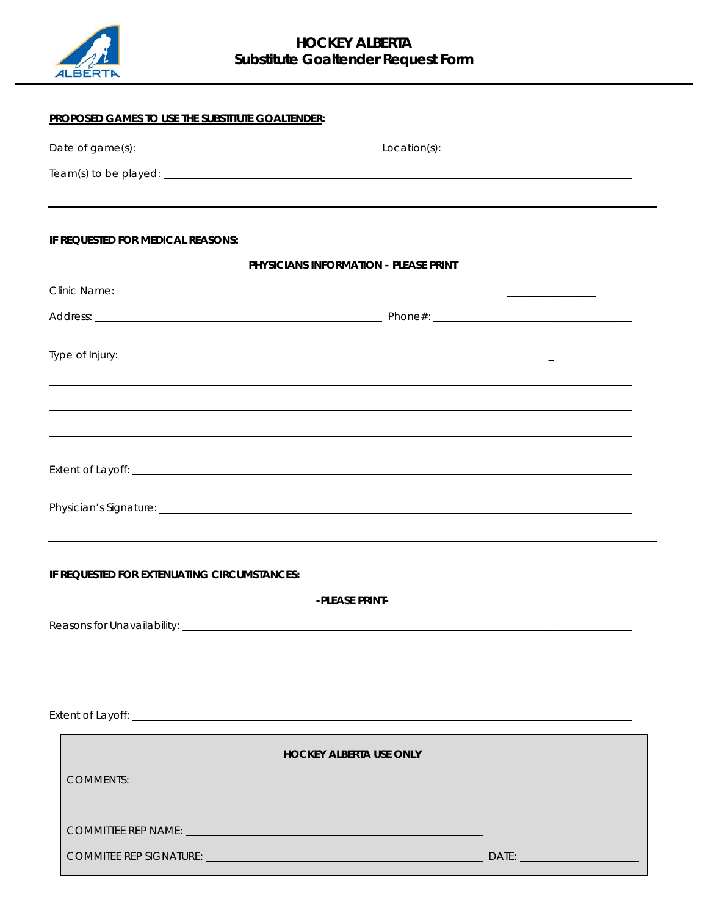# HOCKEY ALBERTA
## Substitute Goaltender Request Form

**PROPOSED GAMES TO USE THE SUBSTITUTE GOALTENDER:**

Date of game(s): ______________________ Location(s): ______________________

Team(s) to be played: ______________________

---

**IF REQUESTED FOR MEDICAL REASONS:**

**PHYSICIANS INFORMATION - PLEASE PRINT**

Clinic Name: ______________________

Address: ______________________ Phone#: ______________________

Type of Injury: ______________________

______________________

______________________

______________________

Extent of Layoff: ______________________

Physician's Signature: ______________________

---

**IF REQUESTED FOR EXTENUATING CIRCUMSTANCES:**

**-PLEASE PRINT-**

Reasons for Unavailability: ______________________

______________________

______________________

Extent of Layoff: ______________________

**HOCKEY ALBERTA USE ONLY**

COMMENTS: ______________________

______________________

COMMITTEE REP NAME: ______________________

COMMITEE REP SIGNATURE: ______________________ DATE: ______________________